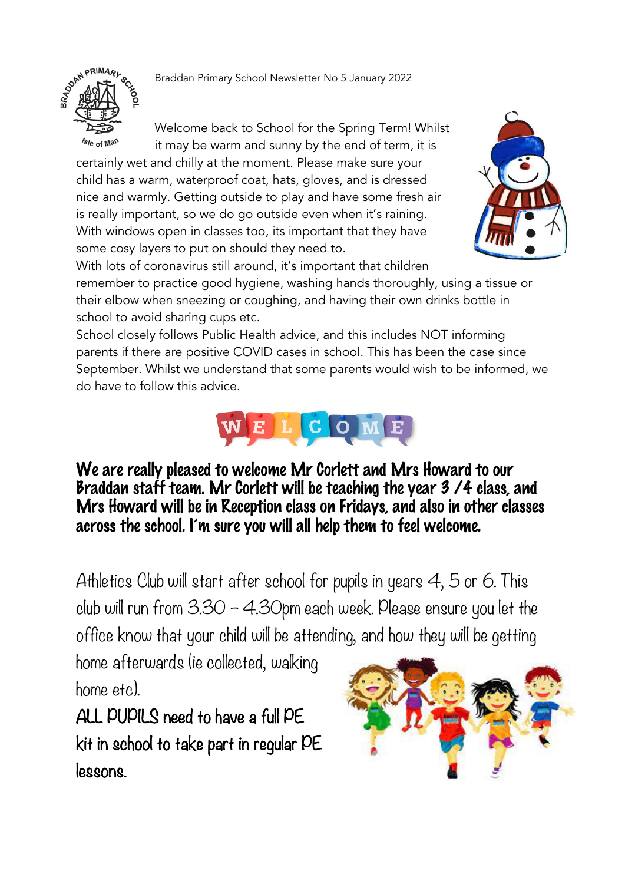Braddan Primary School Newsletter No 5 January 2022

Welcome back to School for the Spring Term! Whilst it may be warm and sunny by the end of term, it is certainly wet and chilly at the moment. Please make sure your child has a warm, waterproof coat, hats, gloves, and is dressed nice and warmly. Getting outside to play and have some fresh air is really important, so we do go outside even when it's raining. With windows open in classes too, its important that they have some cosy layers to put on should they need to.

With lots of coronavirus still around, it's important that children remember to practice good hygiene, washing hands thoroughly, using a tissue or their elbow when sneezing or coughing, and having their own drinks bottle in school to avoid sharing cups etc.

School closely follows Public Health advice, and this includes NOT informing parents if there are positive COVID cases in school. This has been the case since September. Whilst we understand that some parents would wish to be informed, we do have to follow this advice.

## WELCOME

**We are really pleased to welcome Mr Corlett and Mrs Howard to our Braddan staff team. Mr Corlett will be teaching the year 3 /4 class, and Mrs Howard will be in Reception class on Fridays, and also in other classes across the school. I'm sure you will all help them to feel welcome.**

Athletics Club will start after school for pupils in years 4, 5 or 6. This club will run from 3.30 – 4.30pm each week. Please ensure you let the office know that your child will be attending, and how they will be getting home afterwards (ie collected, walking home etc).

ALL PUPILS need to have a full PE kit in school to take part in regular PE lessons.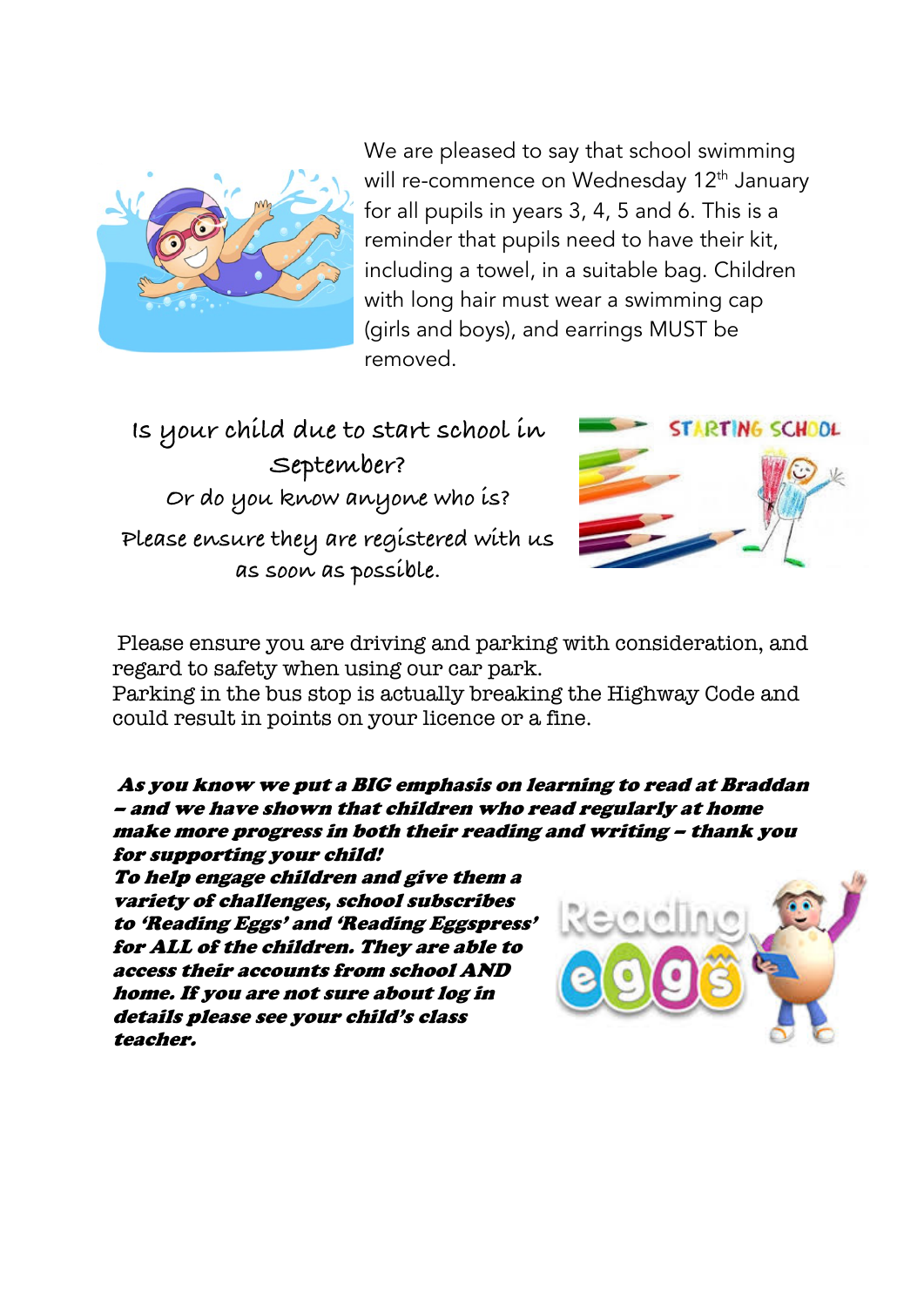We are pleased to say that school swimming will re-commence on Wednesday 12th January for all pupils in years 3, 4, 5 and 6. This is a reminder that pupils need to have their kit, including a towel, in a suitable bag. Children with long hair must wear a swimming cap (girls and boys), and earrings MUST be removed.

Is your child due to start school in September?

Or do you know anyone who is?

Please ensure they are registered with us as soon as possible.

Please ensure you are driving and parking with consideration, and regard to safety when using our car park.
Parking in the bus stop is actually breaking the Highway Code and could result in points on your licence or a fine.

***As you know we put a BIG emphasis on learning to read at Braddan – and we have shown that children who read regularly at home make more progress in both their reading and writing – thank you for supporting your child!***
***To help engage children and give them a variety of challenges, school subscribes to 'Reading Eggs' and 'Reading Eggspress' for ALL of the children. They are able to access their accounts from school AND home. If you are not sure about log in details please see your child's class teacher.***